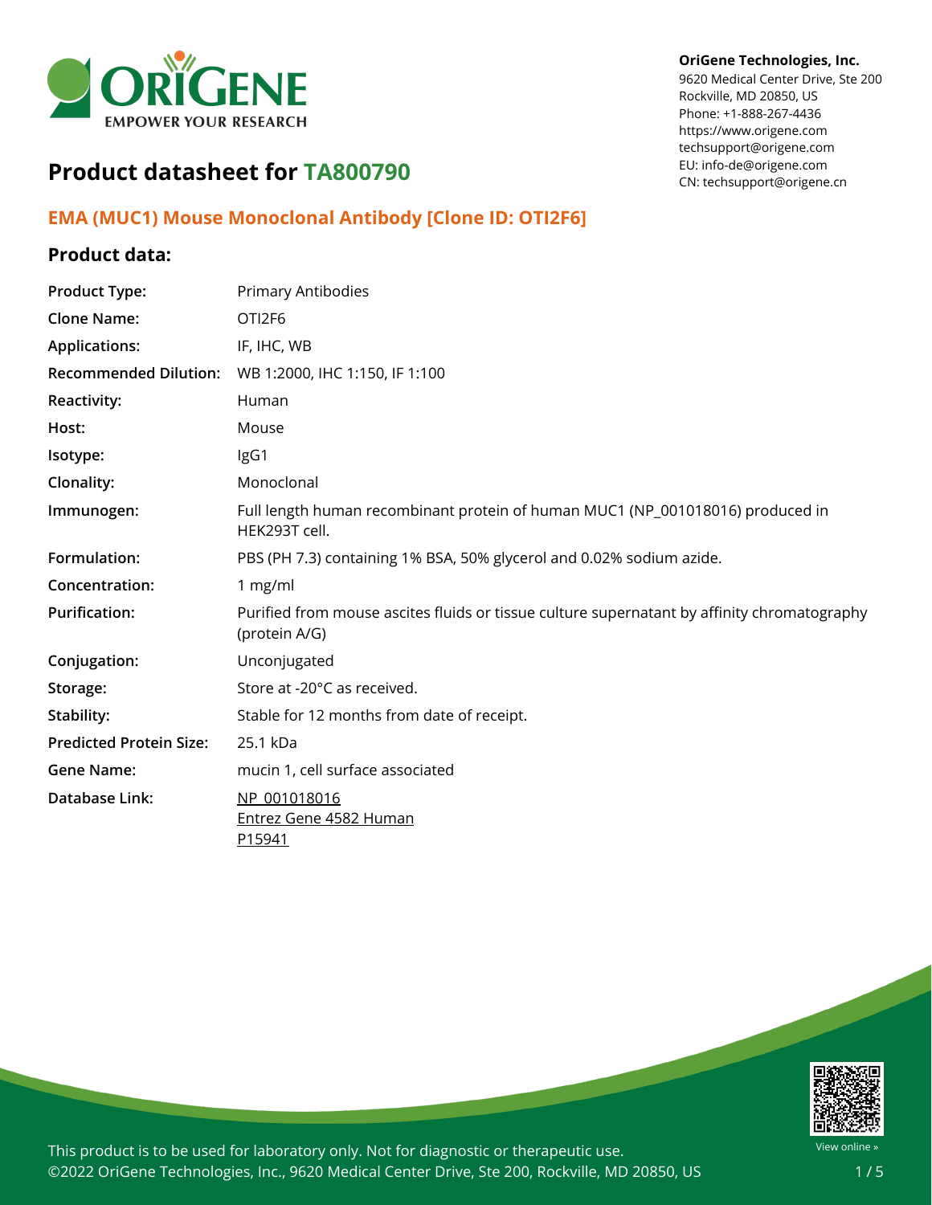OriGene Technologies, Inc.
9620 Medical Center Drive, Ste 200
Rockville, MD 20850, US
Phone: +1-888-267-4436
https://www.origene.com
techsupport@origene.com
EU: info-de@origene.com
CN: techsupport@origene.cn

# Product datasheet for TA800790

## EMA (MUC1) Mouse Monoclonal Antibody [Clone ID: OTI2F6]

### Product data:

| | |
|---|---|
| **Product Type:** | Primary Antibodies |
| **Clone Name:** | OTI2F6 |
| **Applications:** | IF, IHC, WB |
| **Recommended Dilution:** | WB 1:2000, IHC 1:150, IF 1:100 |
| **Reactivity:** | Human |
| **Host:** | Mouse |
| **Isotype:** | IgG1 |
| **Clonality:** | Monoclonal |
| **Immunogen:** | Full length human recombinant protein of human MUC1 (NP_001018016) produced in HEK293T cell. |
| **Formulation:** | PBS (PH 7.3) containing 1% BSA, 50% glycerol and 0.02% sodium azide. |
| **Concentration:** | 1 mg/ml |
| **Purification:** | Purified from mouse ascites fluids or tissue culture supernatant by affinity chromatography (protein A/G) |
| **Conjugation:** | Unconjugated |
| **Storage:** | Store at -20°C as received. |
| **Stability:** | Stable for 12 months from date of receipt. |
| **Predicted Protein Size:** | 25.1 kDa |
| **Gene Name:** | mucin 1, cell surface associated |
| **Database Link:** | NP_001018016<br>Entrez Gene 4582 Human<br>P15941 |

This product is to be used for laboratory only. Not for diagnostic or therapeutic use.
©2022 OriGene Technologies, Inc., 9620 Medical Center Drive, Ste 200, Rockville, MD 20850, US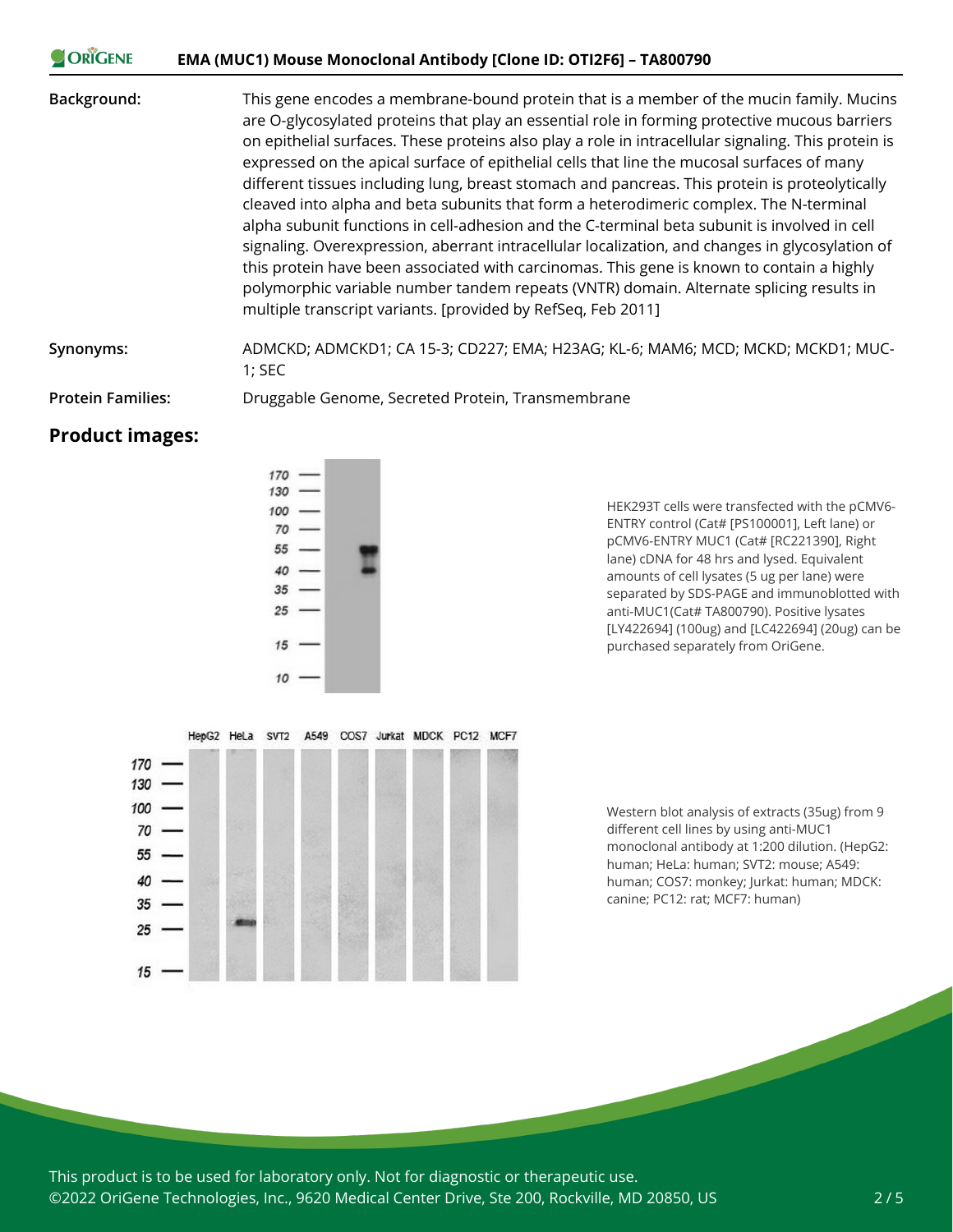| | |
|---|---|
| **Background:** | This gene encodes a membrane-bound protein that is a member of the mucin family. Mucins are O-glycosylated proteins that play an essential role in forming protective mucous barriers on epithelial surfaces. These proteins also play a role in intracellular signaling. This protein is expressed on the apical surface of epithelial cells that line the mucosal surfaces of many different tissues including lung, breast stomach and pancreas. This protein is proteolytically cleaved into alpha and beta subunits that form a heterodimeric complex. The N-terminal alpha subunit functions in cell-adhesion and the C-terminal beta subunit is involved in cell signaling. Overexpression, aberrant intracellular localization, and changes in glycosylation of this protein have been associated with carcinomas. This gene is known to contain a highly polymorphic variable number tandem repeats (VNTR) domain. Alternate splicing results in multiple transcript variants. [provided by RefSeq, Feb 2011] |
| **Synonyms:** | ADMCKD; ADMCKD1; CA 15-3; CD227; EMA; H23AG; KL-6; MAM6; MCD; MCKD; MCKD1; MUC-1; SEC |
| **Protein Families:** | Druggable Genome, Secreted Protein, Transmembrane |

## Product images:

HEK293T cells were transfected with the pCMV6-ENTRY control (Cat# [PS100001], Left lane) or pCMV6-ENTRY MUC1 (Cat# [RC221390], Right lane) cDNA for 48 hrs and lysed. Equivalent amounts of cell lysates (5 ug per lane) were separated by SDS-PAGE and immunoblotted with anti-MUC1(Cat# TA800790). Positive lysates [LY422694] (100ug) and [LC422694] (20ug) can be purchased separately from OriGene.

Western blot analysis of extracts (35ug) from 9 different cell lines by using anti-MUC1 monoclonal antibody at 1:200 dilution. (HepG2: human; HeLa: human; SVT2: mouse; A549: human; COS7: monkey; Jurkat: human; MDCK: canine; PC12: rat; MCF7: human)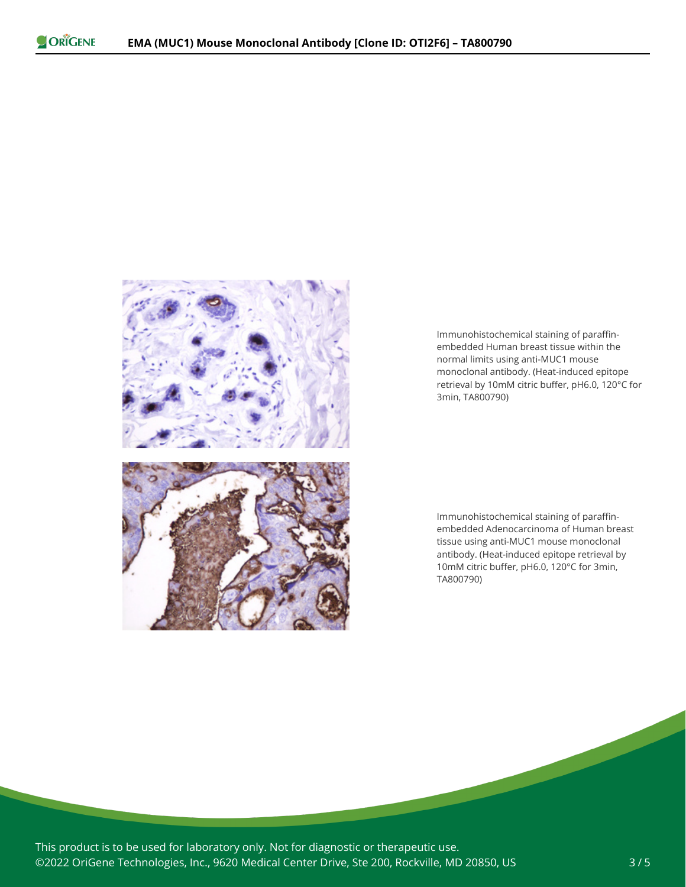Immunohistochemical staining of paraffin-embedded Human breast tissue within the normal limits using anti-MUC1 mouse monoclonal antibody. (Heat-induced epitope retrieval by 10mM citric buffer, pH6.0, 120°C for 3min, TA800790)

Immunohistochemical staining of paraffin-embedded Adenocarcinoma of Human breast tissue using anti-MUC1 mouse monoclonal antibody. (Heat-induced epitope retrieval by 10mM citric buffer, pH6.0, 120°C for 3min, TA800790)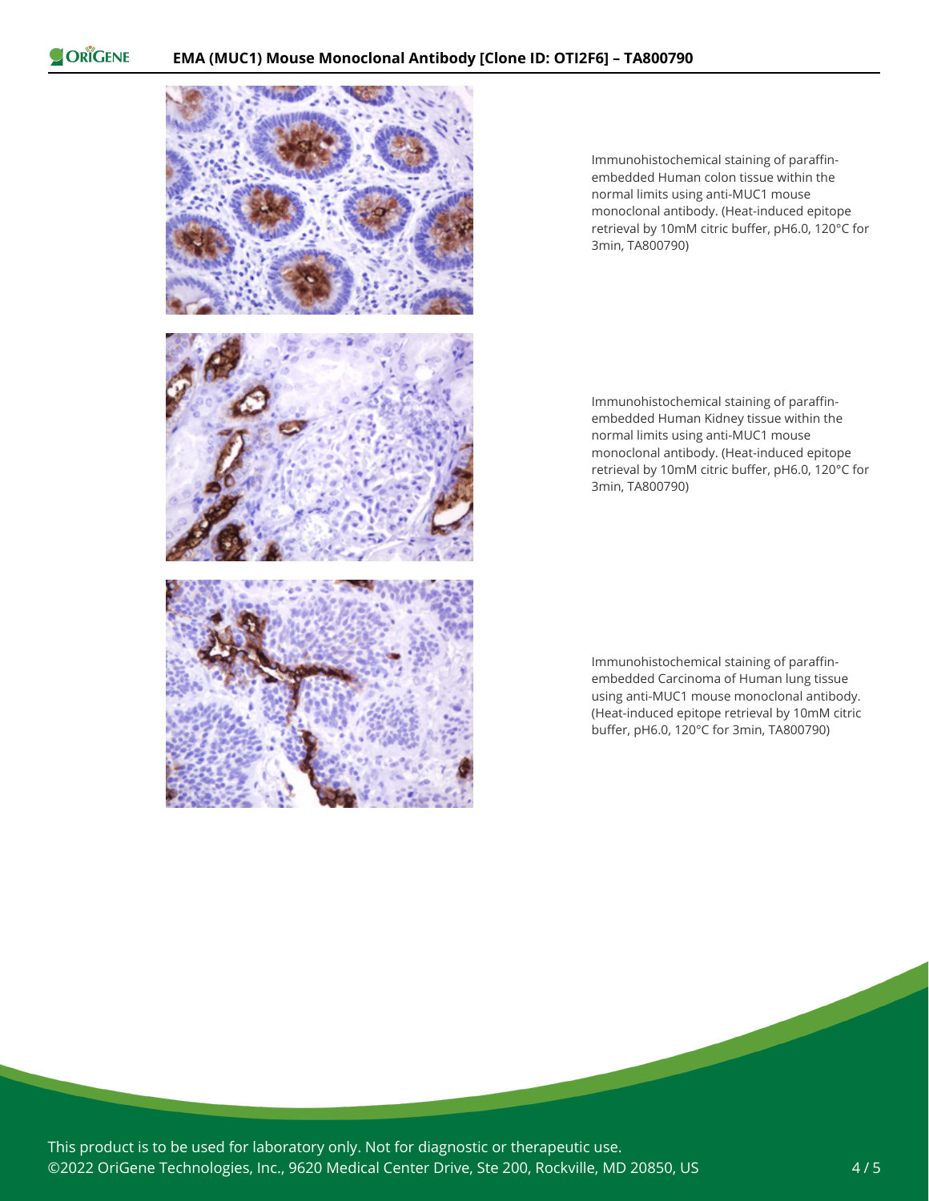Immunohistochemical staining of paraffin-embedded Human colon tissue within the normal limits using anti-MUC1 mouse monoclonal antibody. (Heat-induced epitope retrieval by 10mM citric buffer, pH6.0, 120°C for 3min, TA800790)

Immunohistochemical staining of paraffin-embedded Human Kidney tissue within the normal limits using anti-MUC1 mouse monoclonal antibody. (Heat-induced epitope retrieval by 10mM citric buffer, pH6.0, 120°C for 3min, TA800790)

Immunohistochemical staining of paraffin-embedded Carcinoma of Human lung tissue using anti-MUC1 mouse monoclonal antibody. (Heat-induced epitope retrieval by 10mM citric buffer, pH6.0, 120°C for 3min, TA800790)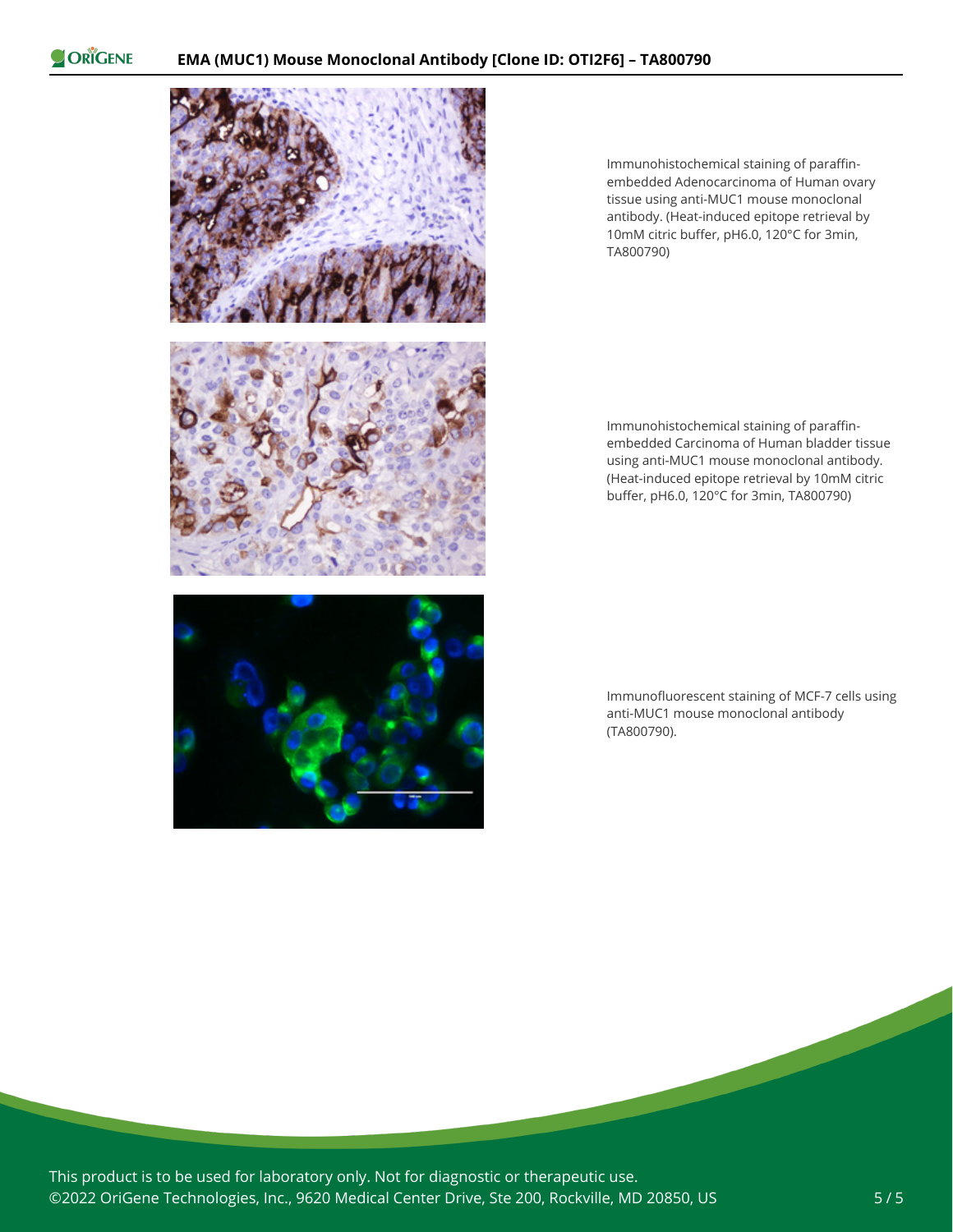Immunohistochemical staining of paraffin-embedded Adenocarcinoma of Human ovary tissue using anti-MUC1 mouse monoclonal antibody. (Heat-induced epitope retrieval by 10mM citric buffer, pH6.0, 120°C for 3min, TA800790)

Immunohistochemical staining of paraffin-embedded Carcinoma of Human bladder tissue using anti-MUC1 mouse monoclonal antibody. (Heat-induced epitope retrieval by 10mM citric buffer, pH6.0, 120°C for 3min, TA800790)

Immunofluorescent staining of MCF-7 cells using anti-MUC1 mouse monoclonal antibody (TA800790).